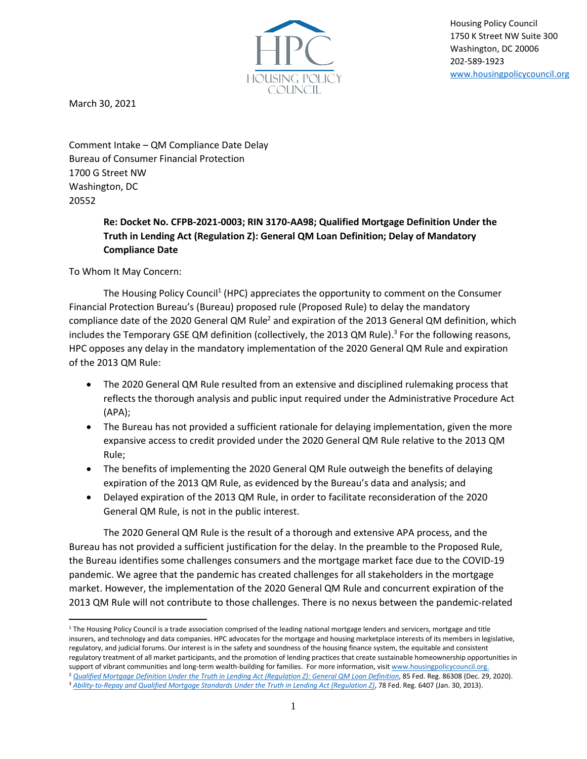HPC
HOUSING POLICY COUNCIL

Housing Policy Council
1750 K Street NW Suite 300
Washington, DC 20006
202-589-1923
www.housingpolicycouncil.org

March 30, 2021

Comment Intake – QM Compliance Date Delay
Bureau of Consumer Financial Protection
1700 G Street NW
Washington, DC
20552

**Re: Docket No. CFPB-2021-0003; RIN 3170-AA98; Qualified Mortgage Definition Under the Truth in Lending Act (Regulation Z): General QM Loan Definition; Delay of Mandatory Compliance Date**

To Whom It May Concern:

The Housing Policy Council[1] (HPC) appreciates the opportunity to comment on the Consumer Financial Protection Bureau's (Bureau) proposed rule (Proposed Rule) to delay the mandatory compliance date of the 2020 General QM Rule[2] and expiration of the 2013 General QM definition, which includes the Temporary GSE QM definition (collectively, the 2013 QM Rule).[3] For the following reasons, HPC opposes any delay in the mandatory implementation of the 2020 General QM Rule and expiration of the 2013 QM Rule:

- The 2020 General QM Rule resulted from an extensive and disciplined rulemaking process that reflects the thorough analysis and public input required under the Administrative Procedure Act (APA);
- The Bureau has not provided a sufficient rationale for delaying implementation, given the more expansive access to credit provided under the 2020 General QM Rule relative to the 2013 QM Rule;
- The benefits of implementing the 2020 General QM Rule outweigh the benefits of delaying expiration of the 2013 QM Rule, as evidenced by the Bureau's data and analysis; and
- Delayed expiration of the 2013 QM Rule, in order to facilitate reconsideration of the 2020 General QM Rule, is not in the public interest.

The 2020 General QM Rule is the result of a thorough and extensive APA process, and the Bureau has not provided a sufficient justification for the delay. In the preamble to the Proposed Rule, the Bureau identifies some challenges consumers and the mortgage market face due to the COVID-19 pandemic. We agree that the pandemic has created challenges for all stakeholders in the mortgage market. However, the implementation of the 2020 General QM Rule and concurrent expiration of the 2013 QM Rule will not contribute to those challenges. There is no nexus between the pandemic-related

---

[1] The Housing Policy Council is a trade association comprised of the leading national mortgage lenders and servicers, mortgage and title insurers, and technology and data companies. HPC advocates for the mortgage and housing marketplace interests of its members in legislative, regulatory, and judicial forums. Our interest is in the safety and soundness of the housing finance system, the equitable and consistent regulatory treatment of all market participants, and the promotion of lending practices that create sustainable homeownership opportunities in support of vibrant communities and long-term wealth-building for families. For more information, visit www.housingpolicycouncil.org.

[2] *Qualified Mortgage Definition Under the Truth in Lending Act (Regulation Z): General QM Loan Definition*, 85 Fed. Reg. 86308 (Dec. 29, 2020).

[3] *Ability-to-Repay and Qualified Mortgage Standards Under the Truth in Lending Act (Regulation Z)*, 78 Fed. Reg. 6407 (Jan. 30, 2013).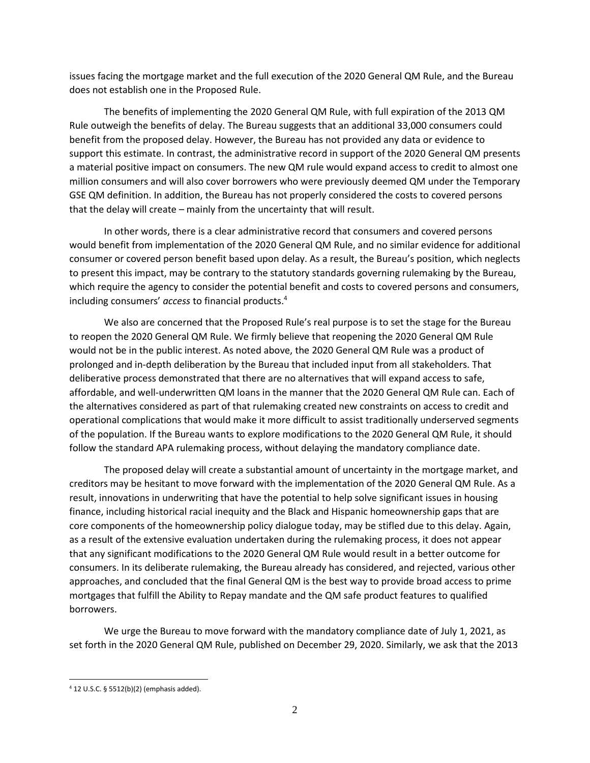issues facing the mortgage market and the full execution of the 2020 General QM Rule, and the Bureau does not establish one in the Proposed Rule.

The benefits of implementing the 2020 General QM Rule, with full expiration of the 2013 QM Rule outweigh the benefits of delay. The Bureau suggests that an additional 33,000 consumers could benefit from the proposed delay. However, the Bureau has not provided any data or evidence to support this estimate. In contrast, the administrative record in support of the 2020 General QM presents a material positive impact on consumers. The new QM rule would expand access to credit to almost one million consumers and will also cover borrowers who were previously deemed QM under the Temporary GSE QM definition. In addition, the Bureau has not properly considered the costs to covered persons that the delay will create – mainly from the uncertainty that will result.

In other words, there is a clear administrative record that consumers and covered persons would benefit from implementation of the 2020 General QM Rule, and no similar evidence for additional consumer or covered person benefit based upon delay. As a result, the Bureau's position, which neglects to present this impact, may be contrary to the statutory standards governing rulemaking by the Bureau, which require the agency to consider the potential benefit and costs to covered persons and consumers, including consumers' *access* to financial products.[4]

We also are concerned that the Proposed Rule's real purpose is to set the stage for the Bureau to reopen the 2020 General QM Rule. We firmly believe that reopening the 2020 General QM Rule would not be in the public interest. As noted above, the 2020 General QM Rule was a product of prolonged and in-depth deliberation by the Bureau that included input from all stakeholders. That deliberative process demonstrated that there are no alternatives that will expand access to safe, affordable, and well-underwritten QM loans in the manner that the 2020 General QM Rule can. Each of the alternatives considered as part of that rulemaking created new constraints on access to credit and operational complications that would make it more difficult to assist traditionally underserved segments of the population. If the Bureau wants to explore modifications to the 2020 General QM Rule, it should follow the standard APA rulemaking process, without delaying the mandatory compliance date.

The proposed delay will create a substantial amount of uncertainty in the mortgage market, and creditors may be hesitant to move forward with the implementation of the 2020 General QM Rule. As a result, innovations in underwriting that have the potential to help solve significant issues in housing finance, including historical racial inequity and the Black and Hispanic homeownership gaps that are core components of the homeownership policy dialogue today, may be stifled due to this delay. Again, as a result of the extensive evaluation undertaken during the rulemaking process, it does not appear that any significant modifications to the 2020 General QM Rule would result in a better outcome for consumers. In its deliberate rulemaking, the Bureau already has considered, and rejected, various other approaches, and concluded that the final General QM is the best way to provide broad access to prime mortgages that fulfill the Ability to Repay mandate and the QM safe product features to qualified borrowers.

We urge the Bureau to move forward with the mandatory compliance date of July 1, 2021, as set forth in the 2020 General QM Rule, published on December 29, 2020. Similarly, we ask that the 2013

[4] 12 U.S.C. § 5512(b)(2) (emphasis added).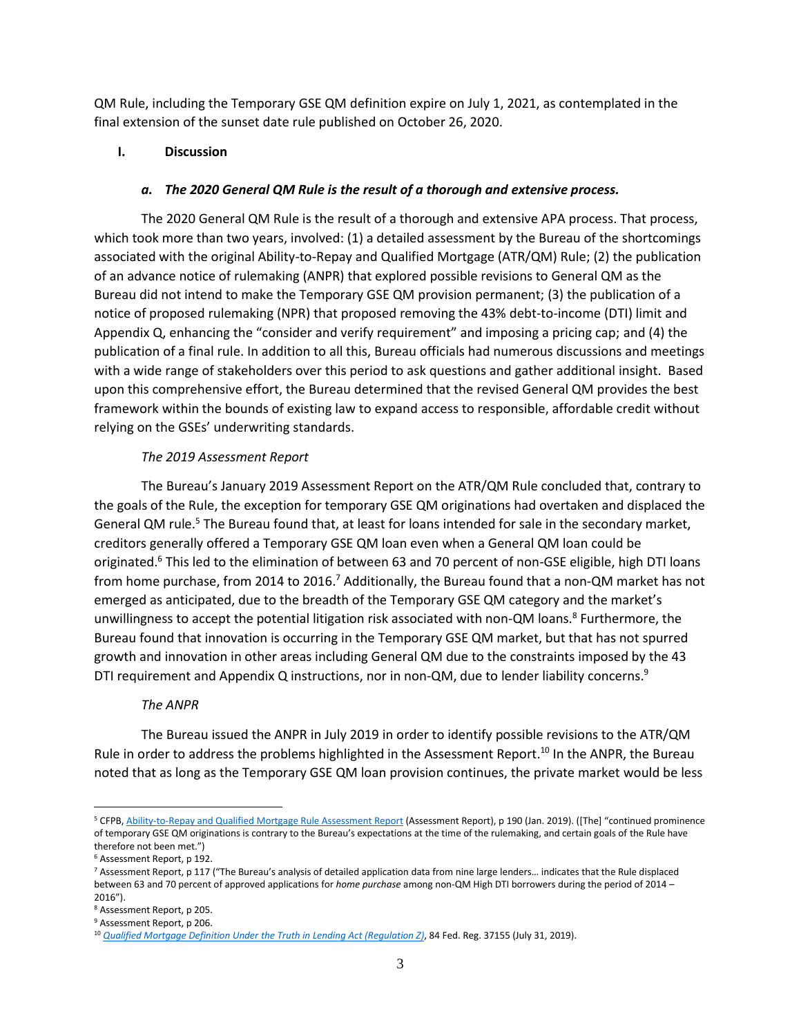QM Rule, including the Temporary GSE QM definition expire on July 1, 2021, as contemplated in the final extension of the sunset date rule published on October 26, 2020.

## I. Discussion

### *a. The 2020 General QM Rule is the result of a thorough and extensive process.*

The 2020 General QM Rule is the result of a thorough and extensive APA process. That process, which took more than two years, involved: (1) a detailed assessment by the Bureau of the shortcomings associated with the original Ability-to-Repay and Qualified Mortgage (ATR/QM) Rule; (2) the publication of an advance notice of rulemaking (ANPR) that explored possible revisions to General QM as the Bureau did not intend to make the Temporary GSE QM provision permanent; (3) the publication of a notice of proposed rulemaking (NPR) that proposed removing the 43% debt-to-income (DTI) limit and Appendix Q, enhancing the "consider and verify requirement" and imposing a pricing cap; and (4) the publication of a final rule. In addition to all this, Bureau officials had numerous discussions and meetings with a wide range of stakeholders over this period to ask questions and gather additional insight. Based upon this comprehensive effort, the Bureau determined that the revised General QM provides the best framework within the bounds of existing law to expand access to responsible, affordable credit without relying on the GSEs' underwriting standards.

*The 2019 Assessment Report*

The Bureau's January 2019 Assessment Report on the ATR/QM Rule concluded that, contrary to the goals of the Rule, the exception for temporary GSE QM originations had overtaken and displaced the General QM rule.[5] The Bureau found that, at least for loans intended for sale in the secondary market, creditors generally offered a Temporary GSE QM loan even when a General QM loan could be originated.[6] This led to the elimination of between 63 and 70 percent of non-GSE eligible, high DTI loans from home purchase, from 2014 to 2016.[7] Additionally, the Bureau found that a non-QM market has not emerged as anticipated, due to the breadth of the Temporary GSE QM category and the market's unwillingness to accept the potential litigation risk associated with non-QM loans.[8] Furthermore, the Bureau found that innovation is occurring in the Temporary GSE QM market, but that has not spurred growth and innovation in other areas including General QM due to the constraints imposed by the 43 DTI requirement and Appendix Q instructions, nor in non-QM, due to lender liability concerns.[9]

*The ANPR*

The Bureau issued the ANPR in July 2019 in order to identify possible revisions to the ATR/QM Rule in order to address the problems highlighted in the Assessment Report.[10] In the ANPR, the Bureau noted that as long as the Temporary GSE QM loan provision continues, the private market would be less

---

[5] CFPB, Ability-to-Repay and Qualified Mortgage Rule Assessment Report (Assessment Report), p 190 (Jan. 2019). ([The] "continued prominence of temporary GSE QM originations is contrary to the Bureau's expectations at the time of the rulemaking, and certain goals of the Rule have therefore not been met.")

[6] Assessment Report, p 192.

[7] Assessment Report, p 117 ("The Bureau's analysis of detailed application data from nine large lenders… indicates that the Rule displaced between 63 and 70 percent of approved applications for *home purchase* among non-QM High DTI borrowers during the period of 2014 – 2016").

[8] Assessment Report, p 205.

[9] Assessment Report, p 206.

[10] *Qualified Mortgage Definition Under the Truth in Lending Act (Regulation Z)*, 84 Fed. Reg. 37155 (July 31, 2019).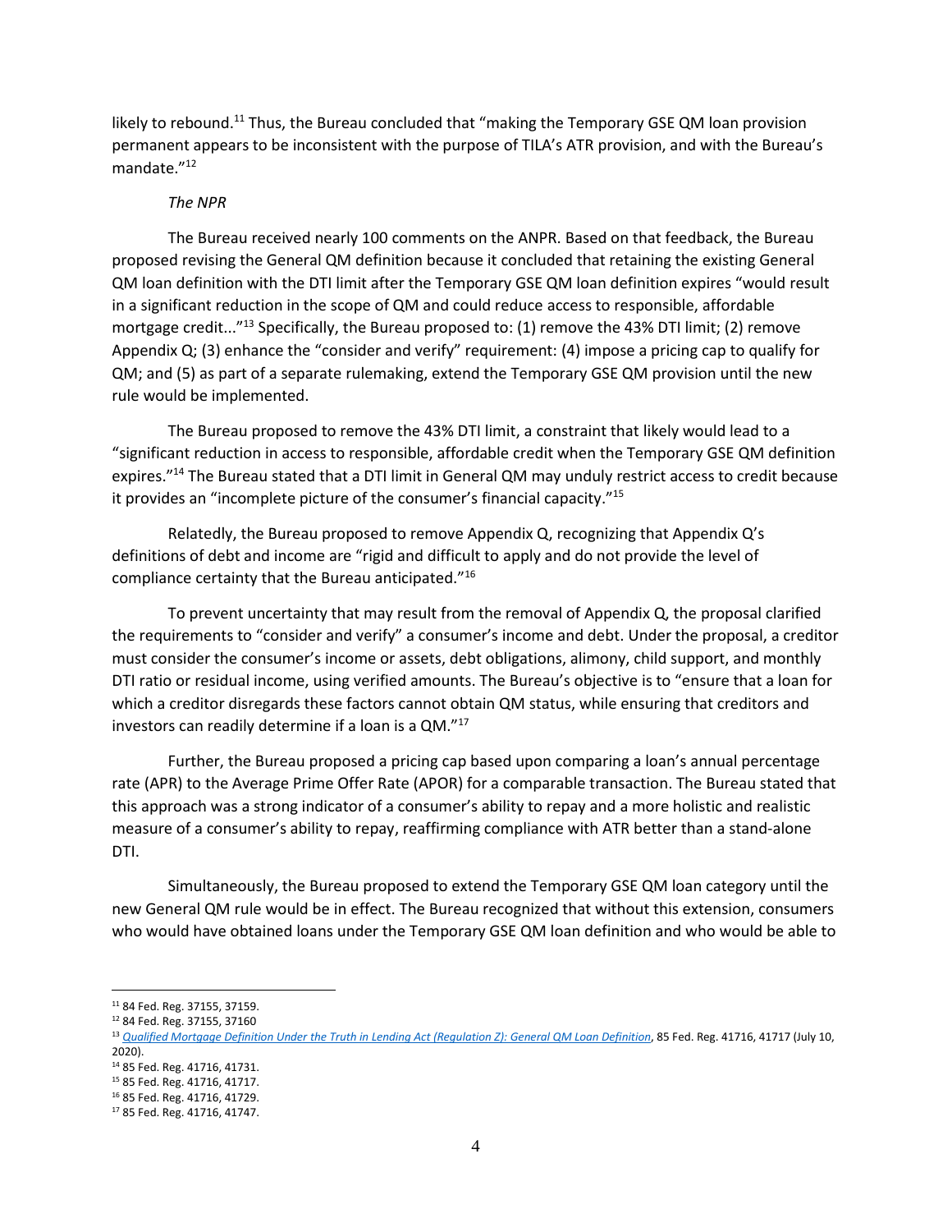likely to rebound.[11] Thus, the Bureau concluded that "making the Temporary GSE QM loan provision permanent appears to be inconsistent with the purpose of TILA's ATR provision, and with the Bureau's mandate."[12]

*The NPR*

The Bureau received nearly 100 comments on the ANPR. Based on that feedback, the Bureau proposed revising the General QM definition because it concluded that retaining the existing General QM loan definition with the DTI limit after the Temporary GSE QM loan definition expires "would result in a significant reduction in the scope of QM and could reduce access to responsible, affordable mortgage credit..."[13] Specifically, the Bureau proposed to: (1) remove the 43% DTI limit; (2) remove Appendix Q; (3) enhance the "consider and verify" requirement: (4) impose a pricing cap to qualify for QM; and (5) as part of a separate rulemaking, extend the Temporary GSE QM provision until the new rule would be implemented.

The Bureau proposed to remove the 43% DTI limit, a constraint that likely would lead to a "significant reduction in access to responsible, affordable credit when the Temporary GSE QM definition expires."[14] The Bureau stated that a DTI limit in General QM may unduly restrict access to credit because it provides an "incomplete picture of the consumer's financial capacity."[15]

Relatedly, the Bureau proposed to remove Appendix Q, recognizing that Appendix Q's definitions of debt and income are "rigid and difficult to apply and do not provide the level of compliance certainty that the Bureau anticipated."[16]

To prevent uncertainty that may result from the removal of Appendix Q, the proposal clarified the requirements to "consider and verify" a consumer's income and debt. Under the proposal, a creditor must consider the consumer's income or assets, debt obligations, alimony, child support, and monthly DTI ratio or residual income, using verified amounts. The Bureau's objective is to "ensure that a loan for which a creditor disregards these factors cannot obtain QM status, while ensuring that creditors and investors can readily determine if a loan is a QM."[17]

Further, the Bureau proposed a pricing cap based upon comparing a loan's annual percentage rate (APR) to the Average Prime Offer Rate (APOR) for a comparable transaction. The Bureau stated that this approach was a strong indicator of a consumer's ability to repay and a more holistic and realistic measure of a consumer's ability to repay, reaffirming compliance with ATR better than a stand-alone DTI.

Simultaneously, the Bureau proposed to extend the Temporary GSE QM loan category until the new General QM rule would be in effect. The Bureau recognized that without this extension, consumers who would have obtained loans under the Temporary GSE QM loan definition and who would be able to

---

[11] 84 Fed. Reg. 37155, 37159.

[12] 84 Fed. Reg. 37155, 37160

[13] *Qualified Mortgage Definition Under the Truth in Lending Act (Regulation Z): General QM Loan Definition*, 85 Fed. Reg. 41716, 41717 (July 10, 2020).

[14] 85 Fed. Reg. 41716, 41731.

[15] 85 Fed. Reg. 41716, 41717.

[16] 85 Fed. Reg. 41716, 41729.

[17] 85 Fed. Reg. 41716, 41747.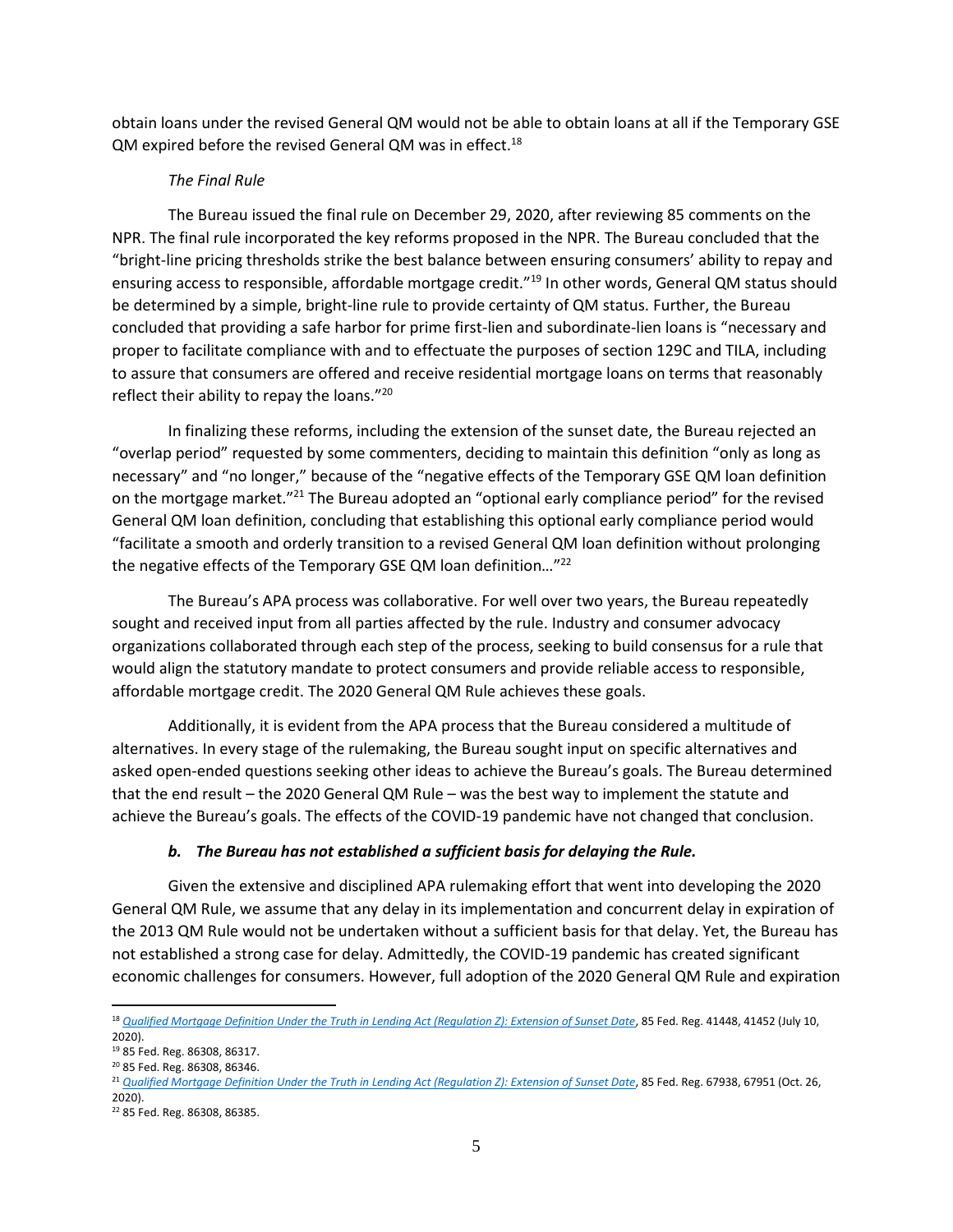obtain loans under the revised General QM would not be able to obtain loans at all if the Temporary GSE QM expired before the revised General QM was in effect.[18]

*The Final Rule*

The Bureau issued the final rule on December 29, 2020, after reviewing 85 comments on the NPR. The final rule incorporated the key reforms proposed in the NPR. The Bureau concluded that the "bright-line pricing thresholds strike the best balance between ensuring consumers' ability to repay and ensuring access to responsible, affordable mortgage credit."[19] In other words, General QM status should be determined by a simple, bright-line rule to provide certainty of QM status. Further, the Bureau concluded that providing a safe harbor for prime first-lien and subordinate-lien loans is "necessary and proper to facilitate compliance with and to effectuate the purposes of section 129C and TILA, including to assure that consumers are offered and receive residential mortgage loans on terms that reasonably reflect their ability to repay the loans."[20]

In finalizing these reforms, including the extension of the sunset date, the Bureau rejected an "overlap period" requested by some commenters, deciding to maintain this definition "only as long as necessary" and "no longer," because of the "negative effects of the Temporary GSE QM loan definition on the mortgage market."[21] The Bureau adopted an "optional early compliance period" for the revised General QM loan definition, concluding that establishing this optional early compliance period would "facilitate a smooth and orderly transition to a revised General QM loan definition without prolonging the negative effects of the Temporary GSE QM loan definition…"[22]

The Bureau's APA process was collaborative. For well over two years, the Bureau repeatedly sought and received input from all parties affected by the rule. Industry and consumer advocacy organizations collaborated through each step of the process, seeking to build consensus for a rule that would align the statutory mandate to protect consumers and provide reliable access to responsible, affordable mortgage credit. The 2020 General QM Rule achieves these goals.

Additionally, it is evident from the APA process that the Bureau considered a multitude of alternatives. In every stage of the rulemaking, the Bureau sought input on specific alternatives and asked open-ended questions seeking other ideas to achieve the Bureau's goals. The Bureau determined that the end result – the 2020 General QM Rule – was the best way to implement the statute and achieve the Bureau's goals. The effects of the COVID-19 pandemic have not changed that conclusion.

***b. The Bureau has not established a sufficient basis for delaying the Rule.***

Given the extensive and disciplined APA rulemaking effort that went into developing the 2020 General QM Rule, we assume that any delay in its implementation and concurrent delay in expiration of the 2013 QM Rule would not be undertaken without a sufficient basis for that delay. Yet, the Bureau has not established a strong case for delay. Admittedly, the COVID-19 pandemic has created significant economic challenges for consumers. However, full adoption of the 2020 General QM Rule and expiration

---

[18] *Qualified Mortgage Definition Under the Truth in Lending Act (Regulation Z): Extension of Sunset Date*, 85 Fed. Reg. 41448, 41452 (July 10, 2020).

[19] 85 Fed. Reg. 86308, 86317.

[20] 85 Fed. Reg. 86308, 86346.

[21] *Qualified Mortgage Definition Under the Truth in Lending Act (Regulation Z): Extension of Sunset Date*, 85 Fed. Reg. 67938, 67951 (Oct. 26, 2020).

[22] 85 Fed. Reg. 86308, 86385.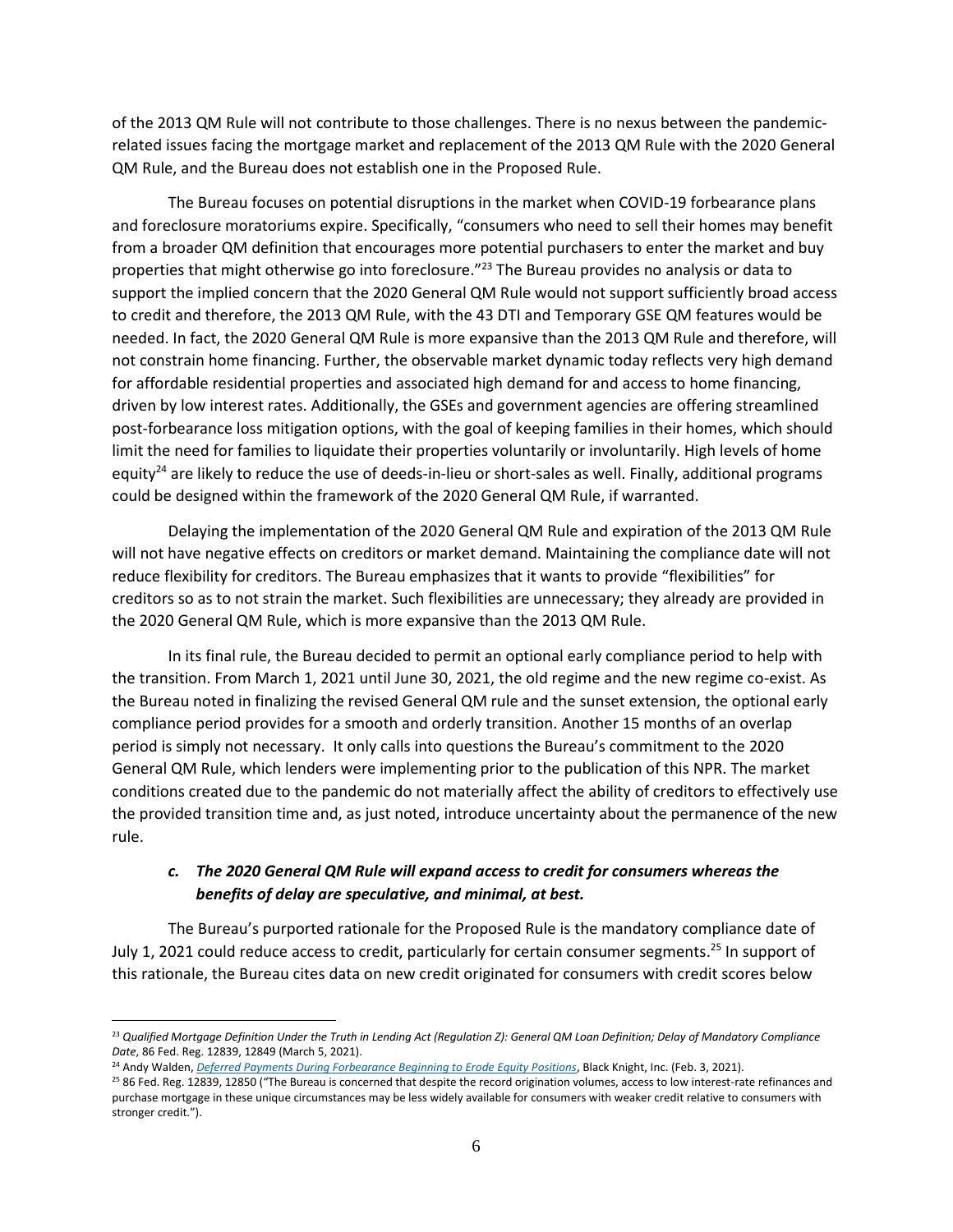of the 2013 QM Rule will not contribute to those challenges. There is no nexus between the pandemic-related issues facing the mortgage market and replacement of the 2013 QM Rule with the 2020 General QM Rule, and the Bureau does not establish one in the Proposed Rule.

The Bureau focuses on potential disruptions in the market when COVID-19 forbearance plans and foreclosure moratoriums expire. Specifically, "consumers who need to sell their homes may benefit from a broader QM definition that encourages more potential purchasers to enter the market and buy properties that might otherwise go into foreclosure."[23] The Bureau provides no analysis or data to support the implied concern that the 2020 General QM Rule would not support sufficiently broad access to credit and therefore, the 2013 QM Rule, with the 43 DTI and Temporary GSE QM features would be needed. In fact, the 2020 General QM Rule is more expansive than the 2013 QM Rule and therefore, will not constrain home financing. Further, the observable market dynamic today reflects very high demand for affordable residential properties and associated high demand for and access to home financing, driven by low interest rates. Additionally, the GSEs and government agencies are offering streamlined post-forbearance loss mitigation options, with the goal of keeping families in their homes, which should limit the need for families to liquidate their properties voluntarily or involuntarily. High levels of home equity[24] are likely to reduce the use of deeds-in-lieu or short-sales as well. Finally, additional programs could be designed within the framework of the 2020 General QM Rule, if warranted.

Delaying the implementation of the 2020 General QM Rule and expiration of the 2013 QM Rule will not have negative effects on creditors or market demand. Maintaining the compliance date will not reduce flexibility for creditors. The Bureau emphasizes that it wants to provide "flexibilities" for creditors so as to not strain the market. Such flexibilities are unnecessary; they already are provided in the 2020 General QM Rule, which is more expansive than the 2013 QM Rule.

In its final rule, the Bureau decided to permit an optional early compliance period to help with the transition. From March 1, 2021 until June 30, 2021, the old regime and the new regime co-exist. As the Bureau noted in finalizing the revised General QM rule and the sunset extension, the optional early compliance period provides for a smooth and orderly transition. Another 15 months of an overlap period is simply not necessary. It only calls into questions the Bureau's commitment to the 2020 General QM Rule, which lenders were implementing prior to the publication of this NPR. The market conditions created due to the pandemic do not materially affect the ability of creditors to effectively use the provided transition time and, as just noted, introduce uncertainty about the permanence of the new rule.

### *c. The 2020 General QM Rule will expand access to credit for consumers whereas the benefits of delay are speculative, and minimal, at best.*

The Bureau's purported rationale for the Proposed Rule is the mandatory compliance date of July 1, 2021 could reduce access to credit, particularly for certain consumer segments.[25] In support of this rationale, the Bureau cites data on new credit originated for consumers with credit scores below

---

[23] *Qualified Mortgage Definition Under the Truth in Lending Act (Regulation Z): General QM Loan Definition; Delay of Mandatory Compliance Date*, 86 Fed. Reg. 12839, 12849 (March 5, 2021).

[24] Andy Walden, *Deferred Payments During Forbearance Beginning to Erode Equity Positions*, Black Knight, Inc. (Feb. 3, 2021).

[25] 86 Fed. Reg. 12839, 12850 ("The Bureau is concerned that despite the record origination volumes, access to low interest-rate refinances and purchase mortgage in these unique circumstances may be less widely available for consumers with weaker credit relative to consumers with stronger credit.").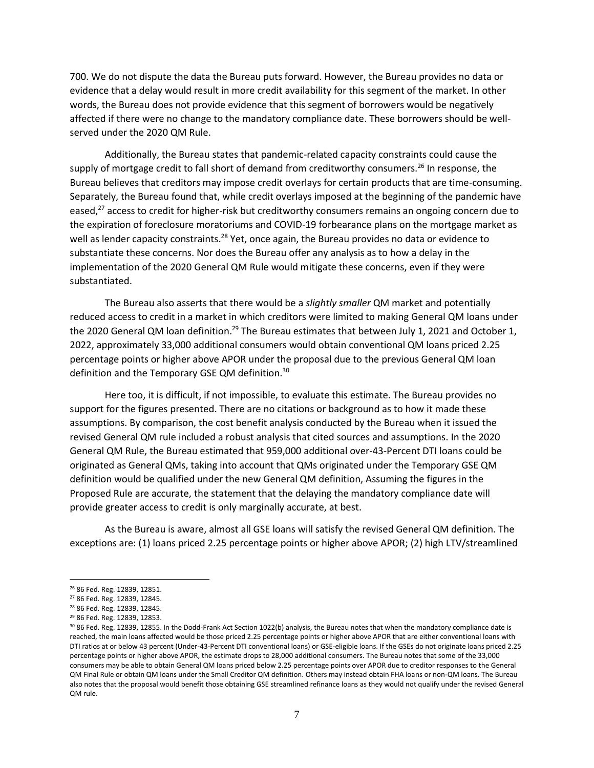700. We do not dispute the data the Bureau puts forward. However, the Bureau provides no data or evidence that a delay would result in more credit availability for this segment of the market. In other words, the Bureau does not provide evidence that this segment of borrowers would be negatively affected if there were no change to the mandatory compliance date. These borrowers should be well-served under the 2020 QM Rule.

Additionally, the Bureau states that pandemic-related capacity constraints could cause the supply of mortgage credit to fall short of demand from creditworthy consumers.[26] In response, the Bureau believes that creditors may impose credit overlays for certain products that are time-consuming. Separately, the Bureau found that, while credit overlays imposed at the beginning of the pandemic have eased,[27] access to credit for higher-risk but creditworthy consumers remains an ongoing concern due to the expiration of foreclosure moratoriums and COVID-19 forbearance plans on the mortgage market as well as lender capacity constraints.[28] Yet, once again, the Bureau provides no data or evidence to substantiate these concerns. Nor does the Bureau offer any analysis as to how a delay in the implementation of the 2020 General QM Rule would mitigate these concerns, even if they were substantiated.

The Bureau also asserts that there would be a *slightly smaller* QM market and potentially reduced access to credit in a market in which creditors were limited to making General QM loans under the 2020 General QM loan definition.[29] The Bureau estimates that between July 1, 2021 and October 1, 2022, approximately 33,000 additional consumers would obtain conventional QM loans priced 2.25 percentage points or higher above APOR under the proposal due to the previous General QM loan definition and the Temporary GSE QM definition.[30]

Here too, it is difficult, if not impossible, to evaluate this estimate. The Bureau provides no support for the figures presented. There are no citations or background as to how it made these assumptions. By comparison, the cost benefit analysis conducted by the Bureau when it issued the revised General QM rule included a robust analysis that cited sources and assumptions. In the 2020 General QM Rule, the Bureau estimated that 959,000 additional over-43-Percent DTI loans could be originated as General QMs, taking into account that QMs originated under the Temporary GSE QM definition would be qualified under the new General QM definition, Assuming the figures in the Proposed Rule are accurate, the statement that the delaying the mandatory compliance date will provide greater access to credit is only marginally accurate, at best.

As the Bureau is aware, almost all GSE loans will satisfy the revised General QM definition. The exceptions are: (1) loans priced 2.25 percentage points or higher above APOR; (2) high LTV/streamlined

---

[26] 86 Fed. Reg. 12839, 12851.

[27] 86 Fed. Reg. 12839, 12845.

[28] 86 Fed. Reg. 12839, 12845.

[29] 86 Fed. Reg. 12839, 12853.

[30] 86 Fed. Reg. 12839, 12855. In the Dodd-Frank Act Section 1022(b) analysis, the Bureau notes that when the mandatory compliance date is reached, the main loans affected would be those priced 2.25 percentage points or higher above APOR that are either conventional loans with DTI ratios at or below 43 percent (Under-43-Percent DTI conventional loans) or GSE-eligible loans. If the GSEs do not originate loans priced 2.25 percentage points or higher above APOR, the estimate drops to 28,000 additional consumers. The Bureau notes that some of the 33,000 consumers may be able to obtain General QM loans priced below 2.25 percentage points over APOR due to creditor responses to the General QM Final Rule or obtain QM loans under the Small Creditor QM definition. Others may instead obtain FHA loans or non-QM loans. The Bureau also notes that the proposal would benefit those obtaining GSE streamlined refinance loans as they would not qualify under the revised General QM rule.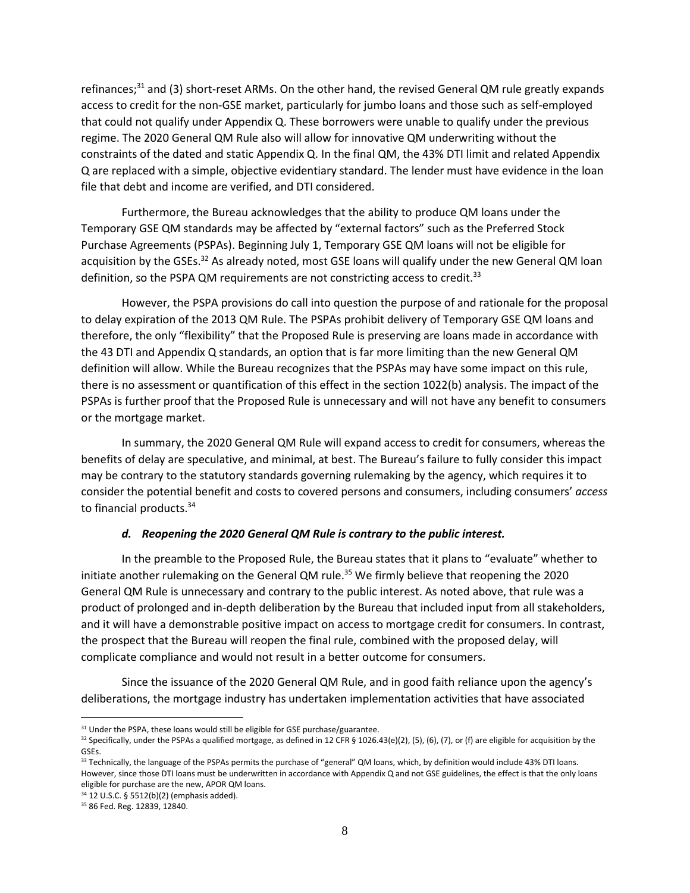refinances;[31] and (3) short-reset ARMs. On the other hand, the revised General QM rule greatly expands access to credit for the non-GSE market, particularly for jumbo loans and those such as self-employed that could not qualify under Appendix Q. These borrowers were unable to qualify under the previous regime. The 2020 General QM Rule also will allow for innovative QM underwriting without the constraints of the dated and static Appendix Q. In the final QM, the 43% DTI limit and related Appendix Q are replaced with a simple, objective evidentiary standard. The lender must have evidence in the loan file that debt and income are verified, and DTI considered.

Furthermore, the Bureau acknowledges that the ability to produce QM loans under the Temporary GSE QM standards may be affected by "external factors" such as the Preferred Stock Purchase Agreements (PSPAs). Beginning July 1, Temporary GSE QM loans will not be eligible for acquisition by the GSEs.[32] As already noted, most GSE loans will qualify under the new General QM loan definition, so the PSPA QM requirements are not constricting access to credit.[33]

However, the PSPA provisions do call into question the purpose of and rationale for the proposal to delay expiration of the 2013 QM Rule. The PSPAs prohibit delivery of Temporary GSE QM loans and therefore, the only "flexibility" that the Proposed Rule is preserving are loans made in accordance with the 43 DTI and Appendix Q standards, an option that is far more limiting than the new General QM definition will allow. While the Bureau recognizes that the PSPAs may have some impact on this rule, there is no assessment or quantification of this effect in the section 1022(b) analysis. The impact of the PSPAs is further proof that the Proposed Rule is unnecessary and will not have any benefit to consumers or the mortgage market.

In summary, the 2020 General QM Rule will expand access to credit for consumers, whereas the benefits of delay are speculative, and minimal, at best. The Bureau's failure to fully consider this impact may be contrary to the statutory standards governing rulemaking by the agency, which requires it to consider the potential benefit and costs to covered persons and consumers, including consumers' *access* to financial products.[34]

#### *d. Reopening the 2020 General QM Rule is contrary to the public interest.*

In the preamble to the Proposed Rule, the Bureau states that it plans to "evaluate" whether to initiate another rulemaking on the General QM rule.[35] We firmly believe that reopening the 2020 General QM Rule is unnecessary and contrary to the public interest. As noted above, that rule was a product of prolonged and in-depth deliberation by the Bureau that included input from all stakeholders, and it will have a demonstrable positive impact on access to mortgage credit for consumers. In contrast, the prospect that the Bureau will reopen the final rule, combined with the proposed delay, will complicate compliance and would not result in a better outcome for consumers.

Since the issuance of the 2020 General QM Rule, and in good faith reliance upon the agency's deliberations, the mortgage industry has undertaken implementation activities that have associated

---

[31] Under the PSPA, these loans would still be eligible for GSE purchase/guarantee.

[32] Specifically, under the PSPAs a qualified mortgage, as defined in 12 CFR § 1026.43(e)(2), (5), (6), (7), or (f) are eligible for acquisition by the GSEs.

[33] Technically, the language of the PSPAs permits the purchase of "general" QM loans, which, by definition would include 43% DTI loans. However, since those DTI loans must be underwritten in accordance with Appendix Q and not GSE guidelines, the effect is that the only loans eligible for purchase are the new, APOR QM loans.

[34] 12 U.S.C. § 5512(b)(2) (emphasis added).

[35] 86 Fed. Reg. 12839, 12840.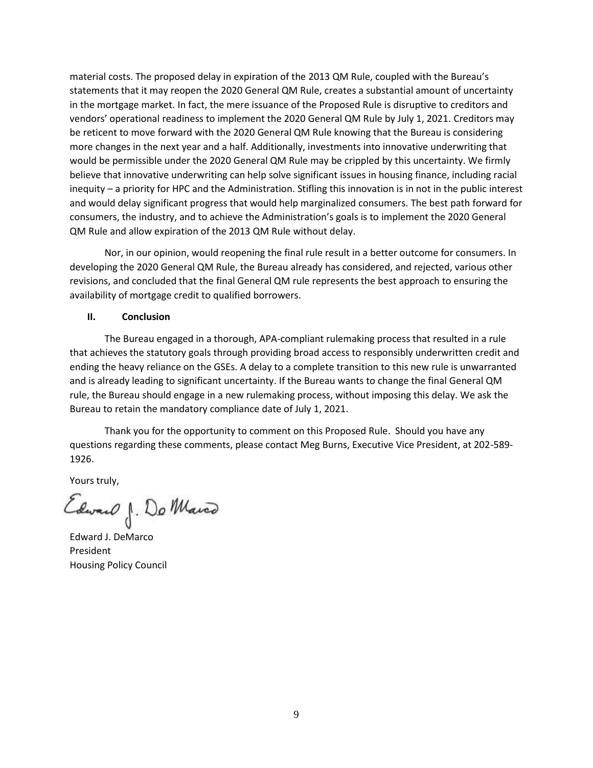material costs. The proposed delay in expiration of the 2013 QM Rule, coupled with the Bureau's statements that it may reopen the 2020 General QM Rule, creates a substantial amount of uncertainty in the mortgage market. In fact, the mere issuance of the Proposed Rule is disruptive to creditors and vendors' operational readiness to implement the 2020 General QM Rule by July 1, 2021. Creditors may be reticent to move forward with the 2020 General QM Rule knowing that the Bureau is considering more changes in the next year and a half. Additionally, investments into innovative underwriting that would be permissible under the 2020 General QM Rule may be crippled by this uncertainty. We firmly believe that innovative underwriting can help solve significant issues in housing finance, including racial inequity – a priority for HPC and the Administration. Stifling this innovation is in not in the public interest and would delay significant progress that would help marginalized consumers. The best path forward for consumers, the industry, and to achieve the Administration's goals is to implement the 2020 General QM Rule and allow expiration of the 2013 QM Rule without delay.

Nor, in our opinion, would reopening the final rule result in a better outcome for consumers. In developing the 2020 General QM Rule, the Bureau already has considered, and rejected, various other revisions, and concluded that the final General QM rule represents the best approach to ensuring the availability of mortgage credit to qualified borrowers.

## II. Conclusion

The Bureau engaged in a thorough, APA-compliant rulemaking process that resulted in a rule that achieves the statutory goals through providing broad access to responsibly underwritten credit and ending the heavy reliance on the GSEs. A delay to a complete transition to this new rule is unwarranted and is already leading to significant uncertainty. If the Bureau wants to change the final General QM rule, the Bureau should engage in a new rulemaking process, without imposing this delay. We ask the Bureau to retain the mandatory compliance date of July 1, 2021.

Thank you for the opportunity to comment on this Proposed Rule. Should you have any questions regarding these comments, please contact Meg Burns, Executive Vice President, at 202-589-1926.

Yours truly,

Edward J. DeMarco
President
Housing Policy Council